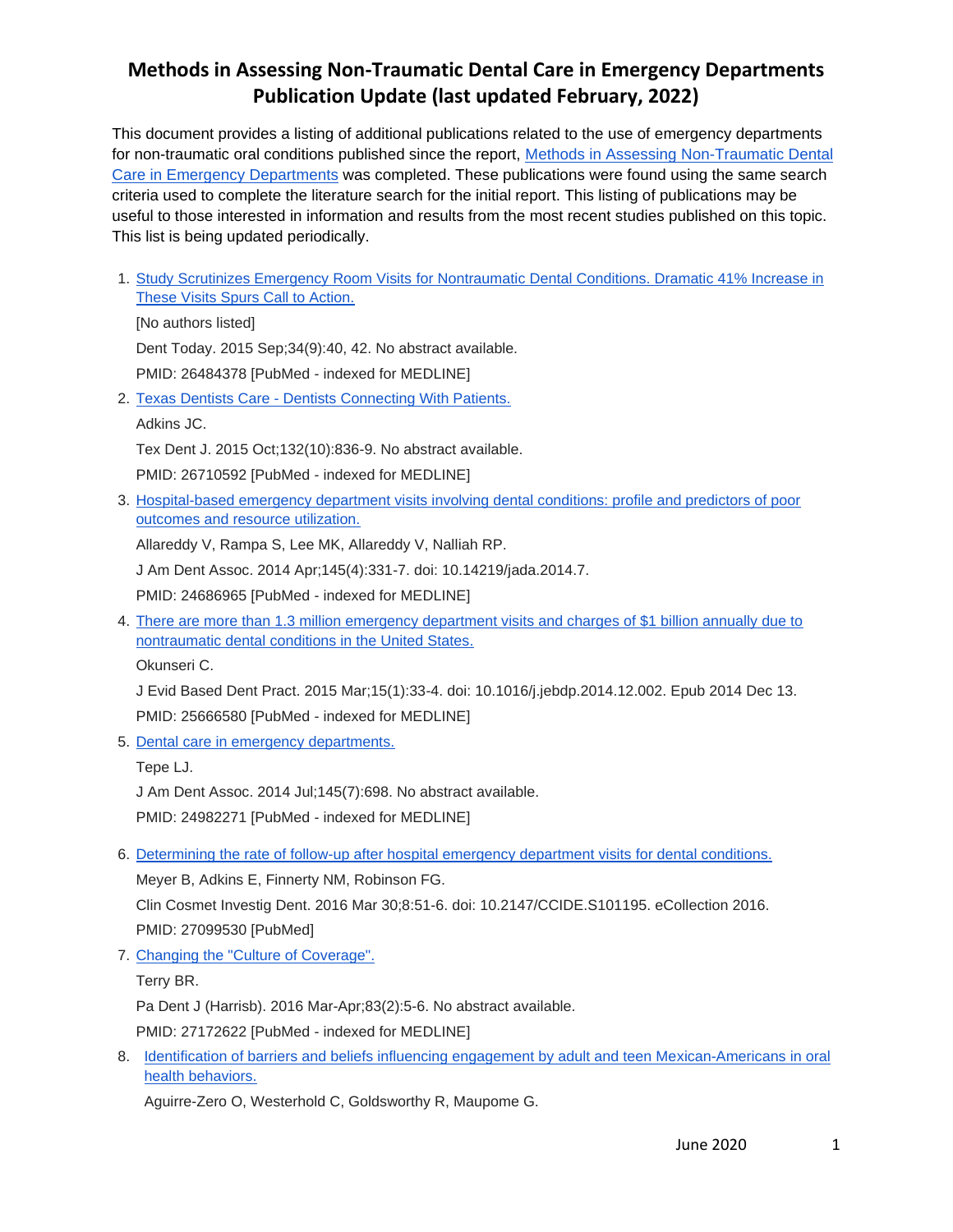# Methods in Assessing Non-Traumatic Dental Care in Emergency Departments Publication Update (last updated February, 2022)

This document provides a listing of additional publications related to the use of emergency departments for non-traumatic oral conditions published since the report, [Methods in Assessing Non-Traumatic Dental Care in Emergency Departments]() was completed. These publications were found using the same search criteria used to complete the literature search for the initial report. This listing of publications may be useful to those interested in information and results from the most recent studies published on this topic. This list is being updated periodically.

1. [Study Scrutinizes Emergency Room Visits for Nontraumatic Dental Conditions. Dramatic 41% Increase in These Visits Spurs Call to Action.]()

   [No authors listed]

   Dent Today. 2015 Sep;34(9):40, 42. No abstract available.

   PMID: 26484378 [PubMed - indexed for MEDLINE]

2. [Texas Dentists Care - Dentists Connecting With Patients.]()

   Adkins JC.

   Tex Dent J. 2015 Oct;132(10):836-9. No abstract available.

   PMID: 26710592 [PubMed - indexed for MEDLINE]

3. [Hospital-based emergency department visits involving dental conditions: profile and predictors of poor outcomes and resource utilization.]()

   Allareddy V, Rampa S, Lee MK, Allareddy V, Nalliah RP.

   J Am Dent Assoc. 2014 Apr;145(4):331-7. doi: 10.14219/jada.2014.7.

   PMID: 24686965 [PubMed - indexed for MEDLINE]

4. [There are more than 1.3 million emergency department visits and charges of $1 billion annually due to nontraumatic dental conditions in the United States.]()

   Okunseri C.

   J Evid Based Dent Pract. 2015 Mar;15(1):33-4. doi: 10.1016/j.jebdp.2014.12.002. Epub 2014 Dec 13.

   PMID: 25666580 [PubMed - indexed for MEDLINE]

5. [Dental care in emergency departments.]()

   Tepe LJ.

   J Am Dent Assoc. 2014 Jul;145(7):698. No abstract available.

   PMID: 24982271 [PubMed - indexed for MEDLINE]

6. [Determining the rate of follow-up after hospital emergency department visits for dental conditions.]()

   Meyer B, Adkins E, Finnerty NM, Robinson FG.

   Clin Cosmet Investig Dent. 2016 Mar 30;8:51-6. doi: 10.2147/CCIDE.S101195. eCollection 2016.

   PMID: 27099530 [PubMed]

7. [Changing the "Culture of Coverage".]()

   Terry BR.

   Pa Dent J (Harrisb). 2016 Mar-Apr;83(2):5-6. No abstract available.

   PMID: 27172622 [PubMed - indexed for MEDLINE]

8. [Identification of barriers and beliefs influencing engagement by adult and teen Mexican-Americans in oral health behaviors.]()

   Aguirre-Zero O, Westerhold C, Goldsworthy R, Maupome G.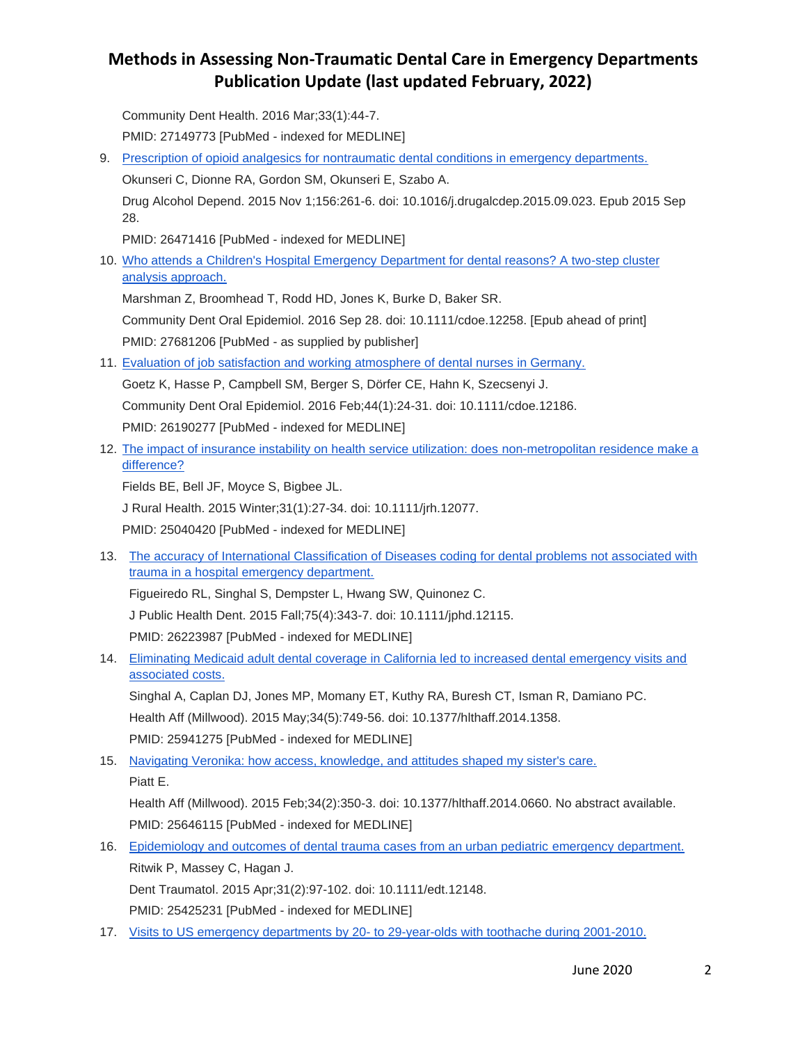Community Dent Health. 2016 Mar;33(1):44-7.

PMID: 27149773 [PubMed - indexed for MEDLINE]

9. Prescription of opioid analgesics for nontraumatic dental conditions in emergency departments.

   Okunseri C, Dionne RA, Gordon SM, Okunseri E, Szabo A.

   Drug Alcohol Depend. 2015 Nov 1;156:261-6. doi: 10.1016/j.drugalcdep.2015.09.023. Epub 2015 Sep 28.

   PMID: 26471416 [PubMed - indexed for MEDLINE]

10. Who attends a Children's Hospital Emergency Department for dental reasons? A two-step cluster analysis approach.

    Marshman Z, Broomhead T, Rodd HD, Jones K, Burke D, Baker SR.

    Community Dent Oral Epidemiol. 2016 Sep 28. doi: 10.1111/cdoe.12258. [Epub ahead of print]

    PMID: 27681206 [PubMed - as supplied by publisher]

11. Evaluation of job satisfaction and working atmosphere of dental nurses in Germany.

    Goetz K, Hasse P, Campbell SM, Berger S, Dörfer CE, Hahn K, Szecsenyi J.

    Community Dent Oral Epidemiol. 2016 Feb;44(1):24-31. doi: 10.1111/cdoe.12186.

    PMID: 26190277 [PubMed - indexed for MEDLINE]

12. The impact of insurance instability on health service utilization: does non-metropolitan residence make a difference?

    Fields BE, Bell JF, Moyce S, Bigbee JL.

    J Rural Health. 2015 Winter;31(1):27-34. doi: 10.1111/jrh.12077.

    PMID: 25040420 [PubMed - indexed for MEDLINE]

13. The accuracy of International Classification of Diseases coding for dental problems not associated with trauma in a hospital emergency department.

    Figueiredo RL, Singhal S, Dempster L, Hwang SW, Quinonez C.

    J Public Health Dent. 2015 Fall;75(4):343-7. doi: 10.1111/jphd.12115.

    PMID: 26223987 [PubMed - indexed for MEDLINE]

14. Eliminating Medicaid adult dental coverage in California led to increased dental emergency visits and associated costs.

    Singhal A, Caplan DJ, Jones MP, Momany ET, Kuthy RA, Buresh CT, Isman R, Damiano PC.

    Health Aff (Millwood). 2015 May;34(5):749-56. doi: 10.1377/hlthaff.2014.1358.

    PMID: 25941275 [PubMed - indexed for MEDLINE]

15. Navigating Veronika: how access, knowledge, and attitudes shaped my sister's care.

    Piatt E.

    Health Aff (Millwood). 2015 Feb;34(2):350-3. doi: 10.1377/hlthaff.2014.0660. No abstract available.

    PMID: 25646115 [PubMed - indexed for MEDLINE]

16. Epidemiology and outcomes of dental trauma cases from an urban pediatric emergency department.

    Ritwik P, Massey C, Hagan J.

    Dent Traumatol. 2015 Apr;31(2):97-102. doi: 10.1111/edt.12148.

    PMID: 25425231 [PubMed - indexed for MEDLINE]

17. Visits to US emergency departments by 20- to 29-year-olds with toothache during 2001-2010.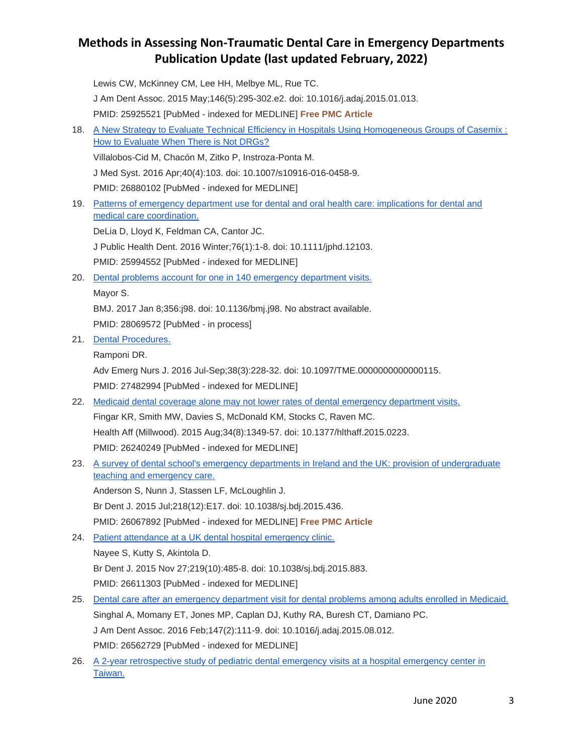Lewis CW, McKinney CM, Lee HH, Melbye ML, Rue TC.

J Am Dent Assoc. 2015 May;146(5):295-302.e2. doi: 10.1016/j.adaj.2015.01.013.

PMID: 25925521 [PubMed - indexed for MEDLINE] **Free PMC Article**

18. A New Strategy to Evaluate Technical Efficiency in Hospitals Using Homogeneous Groups of Casemix : How to Evaluate When There is Not DRGs?

    Villalobos-Cid M, Chacón M, Zitko P, Instroza-Ponta M.

    J Med Syst. 2016 Apr;40(4):103. doi: 10.1007/s10916-016-0458-9.

    PMID: 26880102 [PubMed - indexed for MEDLINE]

19. Patterns of emergency department use for dental and oral health care: implications for dental and medical care coordination.

    DeLia D, Lloyd K, Feldman CA, Cantor JC.

    J Public Health Dent. 2016 Winter;76(1):1-8. doi: 10.1111/jphd.12103.

    PMID: 25994552 [PubMed - indexed for MEDLINE]

20. Dental problems account for one in 140 emergency department visits.

    Mayor S.

    BMJ. 2017 Jan 8;356:j98. doi: 10.1136/bmj.j98. No abstract available.

    PMID: 28069572 [PubMed - in process]

21. Dental Procedures.

    Ramponi DR.

    Adv Emerg Nurs J. 2016 Jul-Sep;38(3):228-32. doi: 10.1097/TME.0000000000000115.

    PMID: 27482994 [PubMed - indexed for MEDLINE]

22. Medicaid dental coverage alone may not lower rates of dental emergency department visits.

    Fingar KR, Smith MW, Davies S, McDonald KM, Stocks C, Raven MC.

    Health Aff (Millwood). 2015 Aug;34(8):1349-57. doi: 10.1377/hlthaff.2015.0223.

    PMID: 26240249 [PubMed - indexed for MEDLINE]

23. A survey of dental school's emergency departments in Ireland and the UK: provision of undergraduate teaching and emergency care.

    Anderson S, Nunn J, Stassen LF, McLoughlin J.

    Br Dent J. 2015 Jul;218(12):E17. doi: 10.1038/sj.bdj.2015.436.

    PMID: 26067892 [PubMed - indexed for MEDLINE] **Free PMC Article**

24. Patient attendance at a UK dental hospital emergency clinic.

    Nayee S, Kutty S, Akintola D.

    Br Dent J. 2015 Nov 27;219(10):485-8. doi: 10.1038/sj.bdj.2015.883.

    PMID: 26611303 [PubMed - indexed for MEDLINE]

25. Dental care after an emergency department visit for dental problems among adults enrolled in Medicaid.

    Singhal A, Momany ET, Jones MP, Caplan DJ, Kuthy RA, Buresh CT, Damiano PC.

    J Am Dent Assoc. 2016 Feb;147(2):111-9. doi: 10.1016/j.adaj.2015.08.012.

    PMID: 26562729 [PubMed - indexed for MEDLINE]

26. A 2-year retrospective study of pediatric dental emergency visits at a hospital emergency center in Taiwan.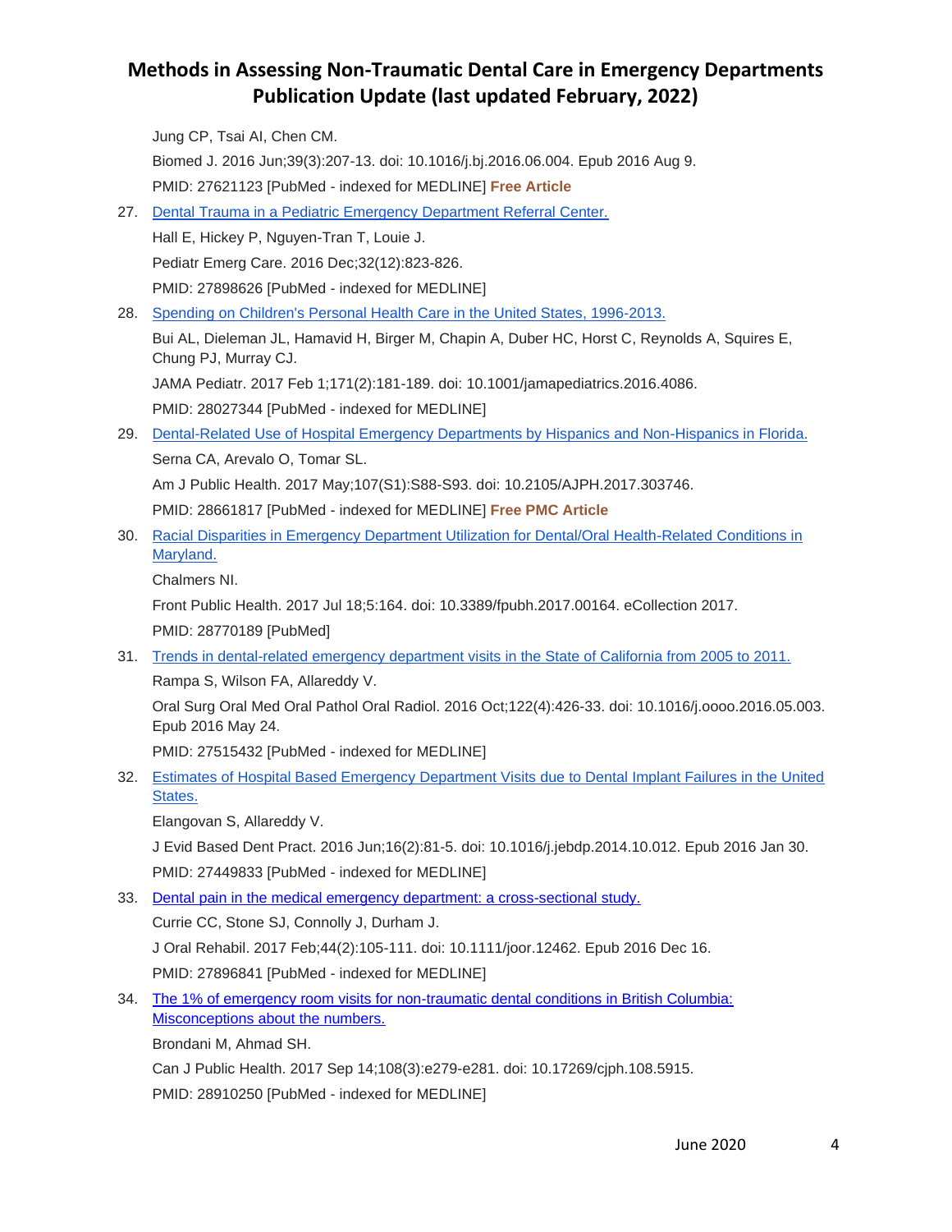Jung CP, Tsai AI, Chen CM.

Biomed J. 2016 Jun;39(3):207-13. doi: 10.1016/j.bj.2016.06.004. Epub 2016 Aug 9.

PMID: 27621123 [PubMed - indexed for MEDLINE] **Free Article**

27. Dental Trauma in a Pediatric Emergency Department Referral Center.

    Hall E, Hickey P, Nguyen-Tran T, Louie J.

    Pediatr Emerg Care. 2016 Dec;32(12):823-826.

    PMID: 27898626 [PubMed - indexed for MEDLINE]

28. Spending on Children's Personal Health Care in the United States, 1996-2013.

    Bui AL, Dieleman JL, Hamavid H, Birger M, Chapin A, Duber HC, Horst C, Reynolds A, Squires E, Chung PJ, Murray CJ.

    JAMA Pediatr. 2017 Feb 1;171(2):181-189. doi: 10.1001/jamapediatrics.2016.4086.

    PMID: 28027344 [PubMed - indexed for MEDLINE]

29. Dental-Related Use of Hospital Emergency Departments by Hispanics and Non-Hispanics in Florida.

    Serna CA, Arevalo O, Tomar SL.

    Am J Public Health. 2017 May;107(S1):S88-S93. doi: 10.2105/AJPH.2017.303746.

    PMID: 28661817 [PubMed - indexed for MEDLINE] **Free PMC Article**

30. Racial Disparities in Emergency Department Utilization for Dental/Oral Health-Related Conditions in Maryland.

    Chalmers NI.

    Front Public Health. 2017 Jul 18;5:164. doi: 10.3389/fpubh.2017.00164. eCollection 2017.

    PMID: 28770189 [PubMed]

31. Trends in dental-related emergency department visits in the State of California from 2005 to 2011.

    Rampa S, Wilson FA, Allareddy V.

    Oral Surg Oral Med Oral Pathol Oral Radiol. 2016 Oct;122(4):426-33. doi: 10.1016/j.oooo.2016.05.003. Epub 2016 May 24.

    PMID: 27515432 [PubMed - indexed for MEDLINE]

32. Estimates of Hospital Based Emergency Department Visits due to Dental Implant Failures in the United States.

    Elangovan S, Allareddy V.

    J Evid Based Dent Pract. 2016 Jun;16(2):81-5. doi: 10.1016/j.jebdp.2014.10.012. Epub 2016 Jan 30.

    PMID: 27449833 [PubMed - indexed for MEDLINE]

33. Dental pain in the medical emergency department: a cross-sectional study.

    Currie CC, Stone SJ, Connolly J, Durham J.

    J Oral Rehabil. 2017 Feb;44(2):105-111. doi: 10.1111/joor.12462. Epub 2016 Dec 16.

    PMID: 27896841 [PubMed - indexed for MEDLINE]

34. The 1% of emergency room visits for non-traumatic dental conditions in British Columbia: Misconceptions about the numbers.

    Brondani M, Ahmad SH.

    Can J Public Health. 2017 Sep 14;108(3):e279-e281. doi: 10.17269/cjph.108.5915.

    PMID: 28910250 [PubMed - indexed for MEDLINE]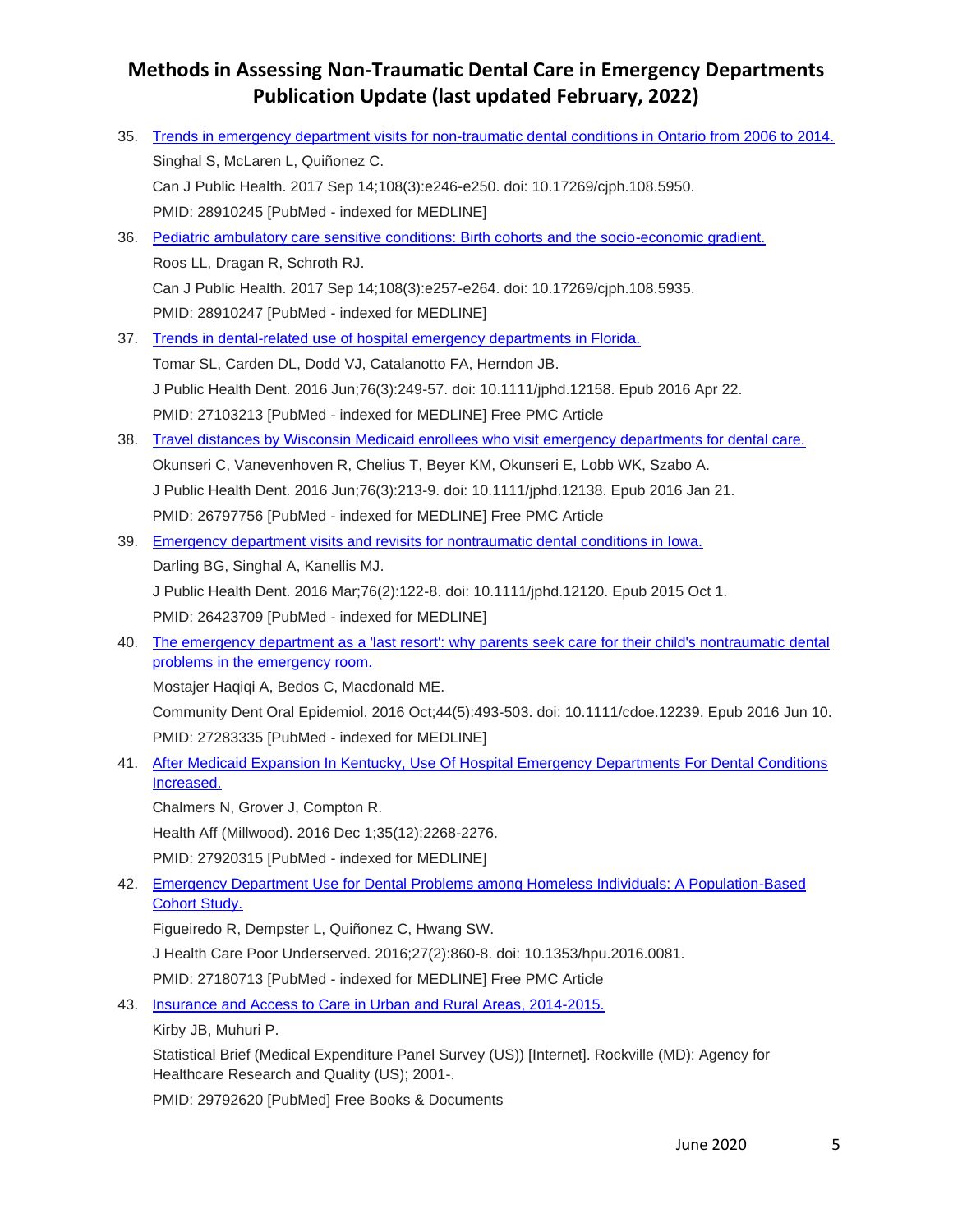35. Trends in emergency department visits for non-traumatic dental conditions in Ontario from 2006 to 2014.
    Singhal S, McLaren L, Quiñonez C.
    Can J Public Health. 2017 Sep 14;108(3):e246-e250. doi: 10.17269/cjph.108.5950.
    PMID: 28910245 [PubMed - indexed for MEDLINE]
36. Pediatric ambulatory care sensitive conditions: Birth cohorts and the socio-economic gradient.
    Roos LL, Dragan R, Schroth RJ.
    Can J Public Health. 2017 Sep 14;108(3):e257-e264. doi: 10.17269/cjph.108.5935.
    PMID: 28910247 [PubMed - indexed for MEDLINE]
37. Trends in dental-related use of hospital emergency departments in Florida.
    Tomar SL, Carden DL, Dodd VJ, Catalanotto FA, Herndon JB.
    J Public Health Dent. 2016 Jun;76(3):249-57. doi: 10.1111/jphd.12158. Epub 2016 Apr 22.
    PMID: 27103213 [PubMed - indexed for MEDLINE] Free PMC Article
38. Travel distances by Wisconsin Medicaid enrollees who visit emergency departments for dental care.
    Okunseri C, Vanevenhoven R, Chelius T, Beyer KM, Okunseri E, Lobb WK, Szabo A.
    J Public Health Dent. 2016 Jun;76(3):213-9. doi: 10.1111/jphd.12138. Epub 2016 Jan 21.
    PMID: 26797756 [PubMed - indexed for MEDLINE] Free PMC Article
39. Emergency department visits and revisits for nontraumatic dental conditions in Iowa.
    Darling BG, Singhal A, Kanellis MJ.
    J Public Health Dent. 2016 Mar;76(2):122-8. doi: 10.1111/jphd.12120. Epub 2015 Oct 1.
    PMID: 26423709 [PubMed - indexed for MEDLINE]
40. The emergency department as a 'last resort': why parents seek care for their child's nontraumatic dental problems in the emergency room.
    Mostajer Haqiqi A, Bedos C, Macdonald ME.
    Community Dent Oral Epidemiol. 2016 Oct;44(5):493-503. doi: 10.1111/cdoe.12239. Epub 2016 Jun 10.
    PMID: 27283335 [PubMed - indexed for MEDLINE]
41. After Medicaid Expansion In Kentucky, Use Of Hospital Emergency Departments For Dental Conditions Increased.
    Chalmers N, Grover J, Compton R.
    Health Aff (Millwood). 2016 Dec 1;35(12):2268-2276.
    PMID: 27920315 [PubMed - indexed for MEDLINE]
42. Emergency Department Use for Dental Problems among Homeless Individuals: A Population-Based Cohort Study.
    Figueiredo R, Dempster L, Quiñonez C, Hwang SW.
    J Health Care Poor Underserved. 2016;27(2):860-8. doi: 10.1353/hpu.2016.0081.
    PMID: 27180713 [PubMed - indexed for MEDLINE] Free PMC Article
43. Insurance and Access to Care in Urban and Rural Areas, 2014-2015.
    Kirby JB, Muhuri P.
    Statistical Brief (Medical Expenditure Panel Survey (US)) [Internet]. Rockville (MD): Agency for Healthcare Research and Quality (US); 2001-.
    PMID: 29792620 [PubMed] Free Books & Documents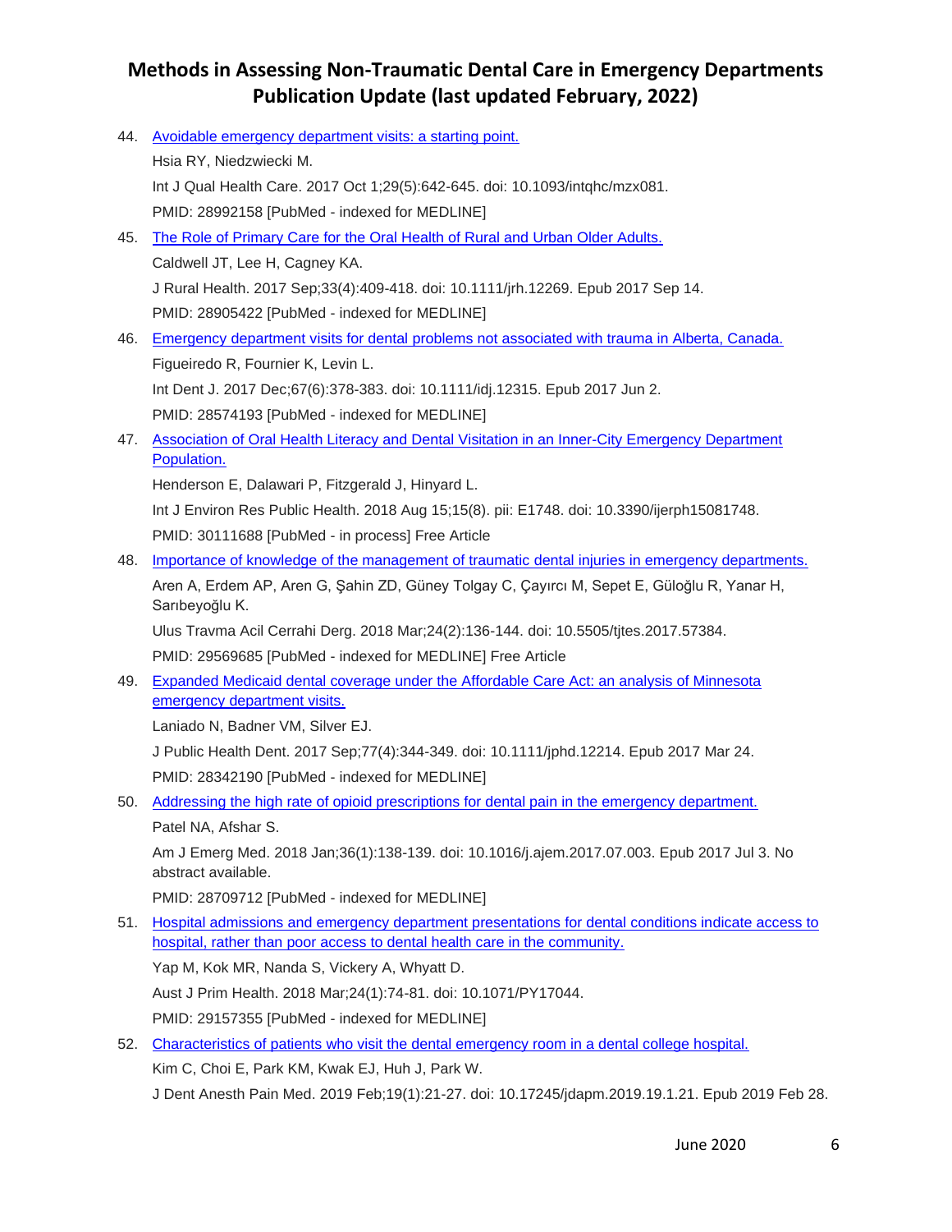44. Avoidable emergency department visits: a starting point.
    Hsia RY, Niedzwiecki M.
    Int J Qual Health Care. 2017 Oct 1;29(5):642-645. doi: 10.1093/intqhc/mzx081.
    PMID: 28992158 [PubMed - indexed for MEDLINE]
45. The Role of Primary Care for the Oral Health of Rural and Urban Older Adults.
    Caldwell JT, Lee H, Cagney KA.
    J Rural Health. 2017 Sep;33(4):409-418. doi: 10.1111/jrh.12269. Epub 2017 Sep 14.
    PMID: 28905422 [PubMed - indexed for MEDLINE]
46. Emergency department visits for dental problems not associated with trauma in Alberta, Canada.
    Figueiredo R, Fournier K, Levin L.
    Int Dent J. 2017 Dec;67(6):378-383. doi: 10.1111/idj.12315. Epub 2017 Jun 2.
    PMID: 28574193 [PubMed - indexed for MEDLINE]
47. Association of Oral Health Literacy and Dental Visitation in an Inner-City Emergency Department Population.
    Henderson E, Dalawari P, Fitzgerald J, Hinyard L.
    Int J Environ Res Public Health. 2018 Aug 15;15(8). pii: E1748. doi: 10.3390/ijerph15081748.
    PMID: 30111688 [PubMed - in process] Free Article
48. Importance of knowledge of the management of traumatic dental injuries in emergency departments.
    Aren A, Erdem AP, Aren G, Şahin ZD, Güney Tolgay C, Çayırcı M, Sepet E, Güloğlu R, Yanar H, Sarıbeyoğlu K.
    Ulus Travma Acil Cerrahi Derg. 2018 Mar;24(2):136-144. doi: 10.5505/tjtes.2017.57384.
    PMID: 29569685 [PubMed - indexed for MEDLINE] Free Article
49. Expanded Medicaid dental coverage under the Affordable Care Act: an analysis of Minnesota emergency department visits.
    Laniado N, Badner VM, Silver EJ.
    J Public Health Dent. 2017 Sep;77(4):344-349. doi: 10.1111/jphd.12214. Epub 2017 Mar 24.
    PMID: 28342190 [PubMed - indexed for MEDLINE]
50. Addressing the high rate of opioid prescriptions for dental pain in the emergency department.
    Patel NA, Afshar S.
    Am J Emerg Med. 2018 Jan;36(1):138-139. doi: 10.1016/j.ajem.2017.07.003. Epub 2017 Jul 3. No abstract available.
    PMID: 28709712 [PubMed - indexed for MEDLINE]
51. Hospital admissions and emergency department presentations for dental conditions indicate access to hospital, rather than poor access to dental health care in the community.
    Yap M, Kok MR, Nanda S, Vickery A, Whyatt D.
    Aust J Prim Health. 2018 Mar;24(1):74-81. doi: 10.1071/PY17044.
    PMID: 29157355 [PubMed - indexed for MEDLINE]
52. Characteristics of patients who visit the dental emergency room in a dental college hospital.
    Kim C, Choi E, Park KM, Kwak EJ, Huh J, Park W.
    J Dent Anesth Pain Med. 2019 Feb;19(1):21-27. doi: 10.17245/jdapm.2019.19.1.21. Epub 2019 Feb 28.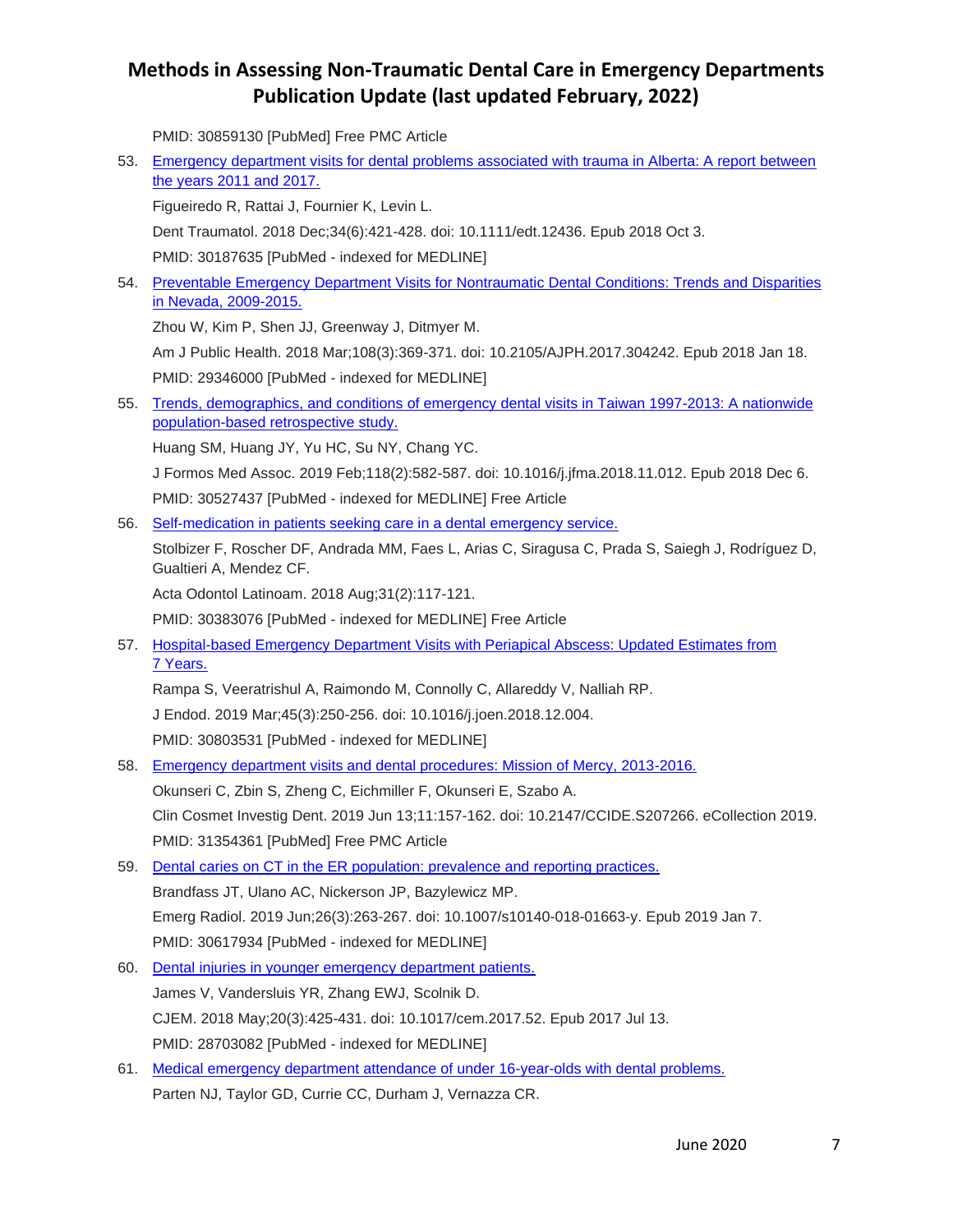PMID: 30859130 [PubMed] Free PMC Article

53. Emergency department visits for dental problems associated with trauma in Alberta: A report between the years 2011 and 2017.

    Figueiredo R, Rattai J, Fournier K, Levin L.

    Dent Traumatol. 2018 Dec;34(6):421-428. doi: 10.1111/edt.12436. Epub 2018 Oct 3.

    PMID: 30187635 [PubMed - indexed for MEDLINE]

54. Preventable Emergency Department Visits for Nontraumatic Dental Conditions: Trends and Disparities in Nevada, 2009-2015.

    Zhou W, Kim P, Shen JJ, Greenway J, Ditmyer M.

    Am J Public Health. 2018 Mar;108(3):369-371. doi: 10.2105/AJPH.2017.304242. Epub 2018 Jan 18.

    PMID: 29346000 [PubMed - indexed for MEDLINE]

55. Trends, demographics, and conditions of emergency dental visits in Taiwan 1997-2013: A nationwide population-based retrospective study.

    Huang SM, Huang JY, Yu HC, Su NY, Chang YC.

    J Formos Med Assoc. 2019 Feb;118(2):582-587. doi: 10.1016/j.jfma.2018.11.012. Epub 2018 Dec 6.

    PMID: 30527437 [PubMed - indexed for MEDLINE] Free Article

56. Self-medication in patients seeking care in a dental emergency service.

    Stolbizer F, Roscher DF, Andrada MM, Faes L, Arias C, Siragusa C, Prada S, Saiegh J, Rodríguez D, Gualtieri A, Mendez CF.

    Acta Odontol Latinoam. 2018 Aug;31(2):117-121.

    PMID: 30383076 [PubMed - indexed for MEDLINE] Free Article

57. Hospital-based Emergency Department Visits with Periapical Abscess: Updated Estimates from 7 Years.

    Rampa S, Veeratrishul A, Raimondo M, Connolly C, Allareddy V, Nalliah RP.

    J Endod. 2019 Mar;45(3):250-256. doi: 10.1016/j.joen.2018.12.004.

    PMID: 30803531 [PubMed - indexed for MEDLINE]

58. Emergency department visits and dental procedures: Mission of Mercy, 2013-2016.

    Okunseri C, Zbin S, Zheng C, Eichmiller F, Okunseri E, Szabo A.

    Clin Cosmet Investig Dent. 2019 Jun 13;11:157-162. doi: 10.2147/CCIDE.S207266. eCollection 2019.

    PMID: 31354361 [PubMed] Free PMC Article

59. Dental caries on CT in the ER population: prevalence and reporting practices.

    Brandfass JT, Ulano AC, Nickerson JP, Bazylewicz MP.

    Emerg Radiol. 2019 Jun;26(3):263-267. doi: 10.1007/s10140-018-01663-y. Epub 2019 Jan 7.

    PMID: 30617934 [PubMed - indexed for MEDLINE]

60. Dental injuries in younger emergency department patients.

    James V, Vandersluis YR, Zhang EWJ, Scolnik D.

    CJEM. 2018 May;20(3):425-431. doi: 10.1017/cem.2017.52. Epub 2017 Jul 13.

    PMID: 28703082 [PubMed - indexed for MEDLINE]

61. Medical emergency department attendance of under 16-year-olds with dental problems.

    Parten NJ, Taylor GD, Currie CC, Durham J, Vernazza CR.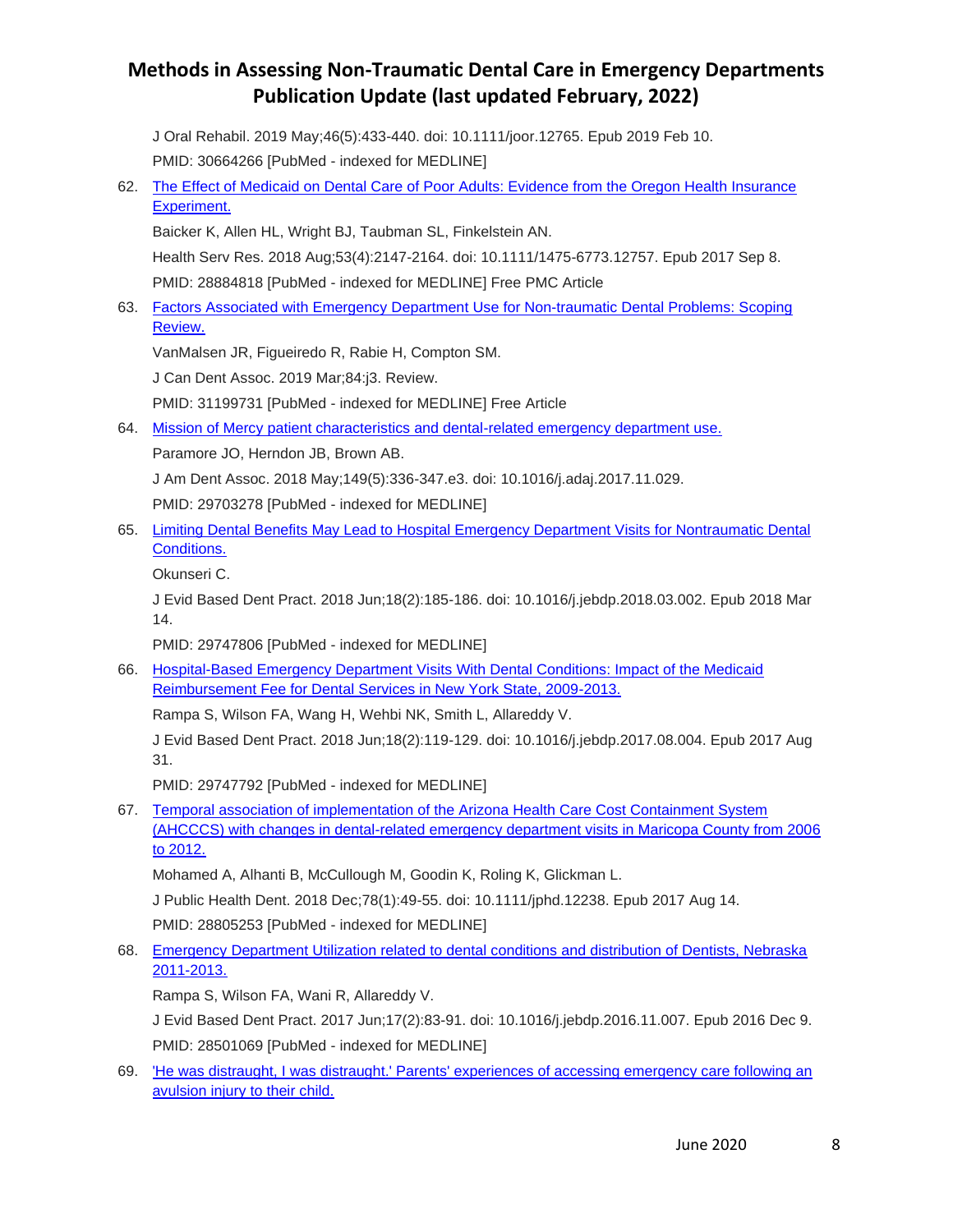J Oral Rehabil. 2019 May;46(5):433-440. doi: 10.1111/joor.12765. Epub 2019 Feb 10.

PMID: 30664266 [PubMed - indexed for MEDLINE]

62. The Effect of Medicaid on Dental Care of Poor Adults: Evidence from the Oregon Health Insurance Experiment.

    Baicker K, Allen HL, Wright BJ, Taubman SL, Finkelstein AN.

    Health Serv Res. 2018 Aug;53(4):2147-2164. doi: 10.1111/1475-6773.12757. Epub 2017 Sep 8.

    PMID: 28884818 [PubMed - indexed for MEDLINE] Free PMC Article

63. Factors Associated with Emergency Department Use for Non-traumatic Dental Problems: Scoping Review.

    VanMalsen JR, Figueiredo R, Rabie H, Compton SM.

    J Can Dent Assoc. 2019 Mar;84:j3. Review.

    PMID: 31199731 [PubMed - indexed for MEDLINE] Free Article

64. Mission of Mercy patient characteristics and dental-related emergency department use.

    Paramore JO, Herndon JB, Brown AB.

    J Am Dent Assoc. 2018 May;149(5):336-347.e3. doi: 10.1016/j.adaj.2017.11.029.

    PMID: 29703278 [PubMed - indexed for MEDLINE]

65. Limiting Dental Benefits May Lead to Hospital Emergency Department Visits for Nontraumatic Dental Conditions.

    Okunseri C.

    J Evid Based Dent Pract. 2018 Jun;18(2):185-186. doi: 10.1016/j.jebdp.2018.03.002. Epub 2018 Mar 14.

    PMID: 29747806 [PubMed - indexed for MEDLINE]

66. Hospital-Based Emergency Department Visits With Dental Conditions: Impact of the Medicaid Reimbursement Fee for Dental Services in New York State, 2009-2013.

    Rampa S, Wilson FA, Wang H, Wehbi NK, Smith L, Allareddy V.

    J Evid Based Dent Pract. 2018 Jun;18(2):119-129. doi: 10.1016/j.jebdp.2017.08.004. Epub 2017 Aug 31.

    PMID: 29747792 [PubMed - indexed for MEDLINE]

67. Temporal association of implementation of the Arizona Health Care Cost Containment System (AHCCCS) with changes in dental-related emergency department visits in Maricopa County from 2006 to 2012.

    Mohamed A, Alhanti B, McCullough M, Goodin K, Roling K, Glickman L.

    J Public Health Dent. 2018 Dec;78(1):49-55. doi: 10.1111/jphd.12238. Epub 2017 Aug 14.

    PMID: 28805253 [PubMed - indexed for MEDLINE]

68. Emergency Department Utilization related to dental conditions and distribution of Dentists, Nebraska 2011-2013.

    Rampa S, Wilson FA, Wani R, Allareddy V.

    J Evid Based Dent Pract. 2017 Jun;17(2):83-91. doi: 10.1016/j.jebdp.2016.11.007. Epub 2016 Dec 9.

    PMID: 28501069 [PubMed - indexed for MEDLINE]

69. 'He was distraught, I was distraught.' Parents' experiences of accessing emergency care following an avulsion injury to their child.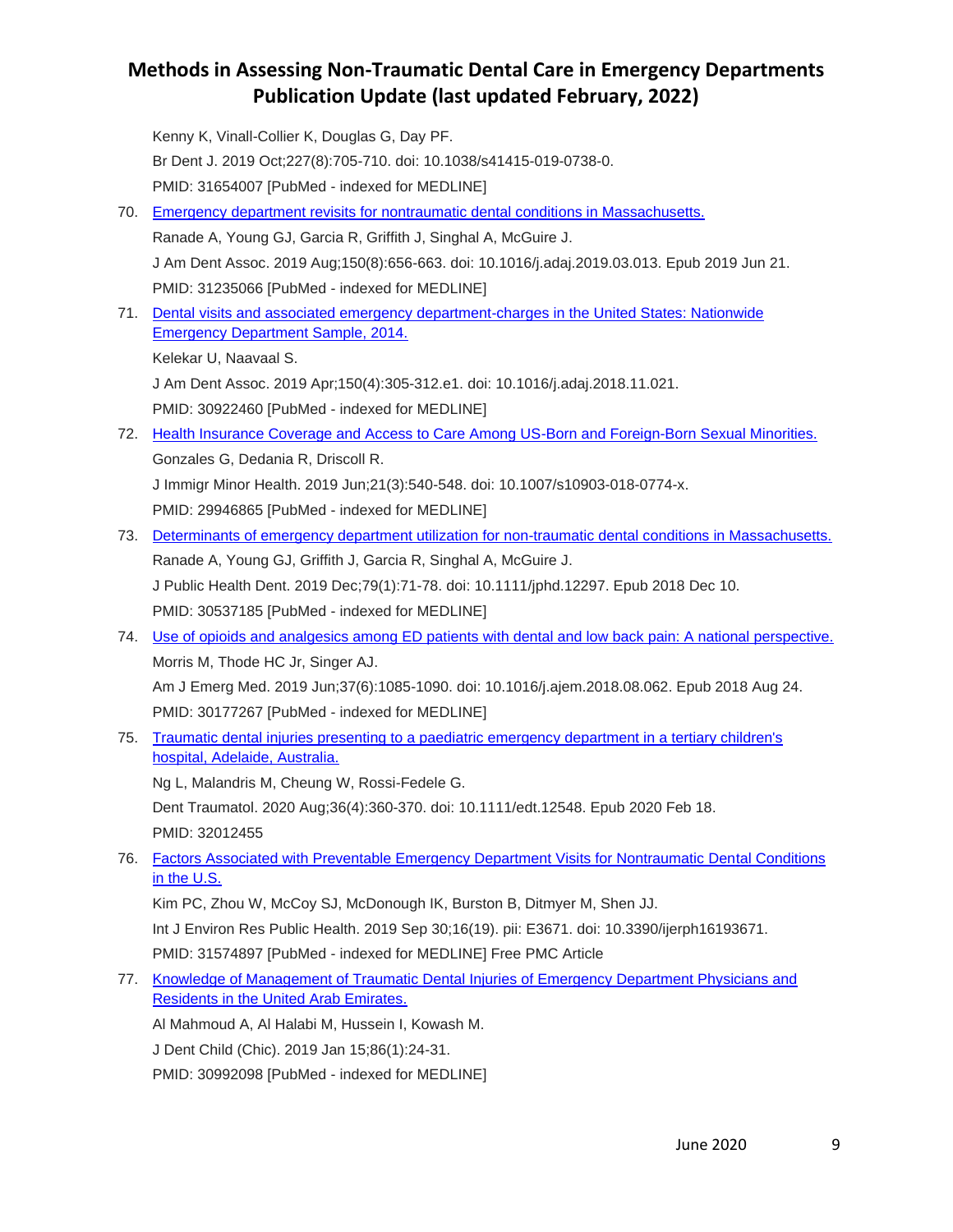Kenny K, Vinall-Collier K, Douglas G, Day PF.

Br Dent J. 2019 Oct;227(8):705-710. doi: 10.1038/s41415-019-0738-0.

PMID: 31654007 [PubMed - indexed for MEDLINE]

70. Emergency department revisits for nontraumatic dental conditions in Massachusetts.

    Ranade A, Young GJ, Garcia R, Griffith J, Singhal A, McGuire J.

    J Am Dent Assoc. 2019 Aug;150(8):656-663. doi: 10.1016/j.adaj.2019.03.013. Epub 2019 Jun 21.

    PMID: 31235066 [PubMed - indexed for MEDLINE]

71. Dental visits and associated emergency department-charges in the United States: Nationwide Emergency Department Sample, 2014.

    Kelekar U, Naavaal S.

    J Am Dent Assoc. 2019 Apr;150(4):305-312.e1. doi: 10.1016/j.adaj.2018.11.021.

    PMID: 30922460 [PubMed - indexed for MEDLINE]

72. Health Insurance Coverage and Access to Care Among US-Born and Foreign-Born Sexual Minorities.

    Gonzales G, Dedania R, Driscoll R.

    J Immigr Minor Health. 2019 Jun;21(3):540-548. doi: 10.1007/s10903-018-0774-x.

    PMID: 29946865 [PubMed - indexed for MEDLINE]

73. Determinants of emergency department utilization for non-traumatic dental conditions in Massachusetts.

    Ranade A, Young GJ, Griffith J, Garcia R, Singhal A, McGuire J.

    J Public Health Dent. 2019 Dec;79(1):71-78. doi: 10.1111/jphd.12297. Epub 2018 Dec 10.

    PMID: 30537185 [PubMed - indexed for MEDLINE]

74. Use of opioids and analgesics among ED patients with dental and low back pain: A national perspective.

    Morris M, Thode HC Jr, Singer AJ.

    Am J Emerg Med. 2019 Jun;37(6):1085-1090. doi: 10.1016/j.ajem.2018.08.062. Epub 2018 Aug 24.

    PMID: 30177267 [PubMed - indexed for MEDLINE]

75. Traumatic dental injuries presenting to a paediatric emergency department in a tertiary children's hospital, Adelaide, Australia.

    Ng L, Malandris M, Cheung W, Rossi-Fedele G.

    Dent Traumatol. 2020 Aug;36(4):360-370. doi: 10.1111/edt.12548. Epub 2020 Feb 18.

    PMID: 32012455

76. Factors Associated with Preventable Emergency Department Visits for Nontraumatic Dental Conditions in the U.S.

    Kim PC, Zhou W, McCoy SJ, McDonough IK, Burston B, Ditmyer M, Shen JJ.

    Int J Environ Res Public Health. 2019 Sep 30;16(19). pii: E3671. doi: 10.3390/ijerph16193671.

    PMID: 31574897 [PubMed - indexed for MEDLINE] Free PMC Article

77. Knowledge of Management of Traumatic Dental Injuries of Emergency Department Physicians and Residents in the United Arab Emirates.

    Al Mahmoud A, Al Halabi M, Hussein I, Kowash M.

    J Dent Child (Chic). 2019 Jan 15;86(1):24-31.

    PMID: 30992098 [PubMed - indexed for MEDLINE]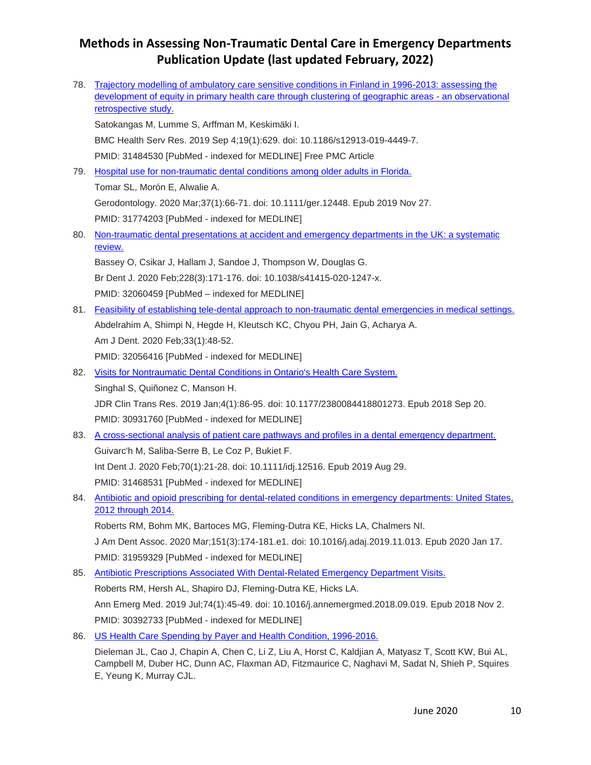78. Trajectory modelling of ambulatory care sensitive conditions in Finland in 1996-2013: assessing the development of equity in primary health care through clustering of geographic areas - an observational retrospective study.

    Satokangas M, Lumme S, Arffman M, Keskimäki I.

    BMC Health Serv Res. 2019 Sep 4;19(1):629. doi: 10.1186/s12913-019-4449-7.

    PMID: 31484530 [PubMed - indexed for MEDLINE] Free PMC Article

79. Hospital use for non-traumatic dental conditions among older adults in Florida.

    Tomar SL, Morón E, Alwalie A.

    Gerodontology. 2020 Mar;37(1):66-71. doi: 10.1111/ger.12448. Epub 2019 Nov 27.

    PMID: 31774203 [PubMed - indexed for MEDLINE]

80. Non-traumatic dental presentations at accident and emergency departments in the UK: a systematic review.

    Bassey O, Csikar J, Hallam J, Sandoe J, Thompson W, Douglas G.

    Br Dent J. 2020 Feb;228(3):171-176. doi: 10.1038/s41415-020-1247-x.

    PMID: 32060459 [PubMed – indexed for MEDLINE]

81. Feasibility of establishing tele-dental approach to non-traumatic dental emergencies in medical settings.

    Abdelrahim A, Shimpi N, Hegde H, Kleutsch KC, Chyou PH, Jain G, Acharya A.

    Am J Dent. 2020 Feb;33(1):48-52.

    PMID: 32056416 [PubMed - indexed for MEDLINE]

82. Visits for Nontraumatic Dental Conditions in Ontario's Health Care System.

    Singhal S, Quiñonez C, Manson H.

    JDR Clin Trans Res. 2019 Jan;4(1):86-95. doi: 10.1177/2380084418801273. Epub 2018 Sep 20.

    PMID: 30931760 [PubMed - indexed for MEDLINE]

83. A cross-sectional analysis of patient care pathways and profiles in a dental emergency department.

    Guivarc'h M, Saliba-Serre B, Le Coz P, Bukiet F.

    Int Dent J. 2020 Feb;70(1):21-28. doi: 10.1111/idj.12516. Epub 2019 Aug 29.

    PMID: 31468531 [PubMed - indexed for MEDLINE]

84. Antibiotic and opioid prescribing for dental-related conditions in emergency departments: United States, 2012 through 2014.

    Roberts RM, Bohm MK, Bartoces MG, Fleming-Dutra KE, Hicks LA, Chalmers NI.

    J Am Dent Assoc. 2020 Mar;151(3):174-181.e1. doi: 10.1016/j.adaj.2019.11.013. Epub 2020 Jan 17.

    PMID: 31959329 [PubMed - indexed for MEDLINE]

85. Antibiotic Prescriptions Associated With Dental-Related Emergency Department Visits.

    Roberts RM, Hersh AL, Shapiro DJ, Fleming-Dutra KE, Hicks LA.

    Ann Emerg Med. 2019 Jul;74(1):45-49. doi: 10.1016/j.annemergmed.2018.09.019. Epub 2018 Nov 2.

    PMID: 30392733 [PubMed - indexed for MEDLINE]

86. US Health Care Spending by Payer and Health Condition, 1996-2016.

    Dieleman JL, Cao J, Chapin A, Chen C, Li Z, Liu A, Horst C, Kaldjian A, Matyasz T, Scott KW, Bui AL, Campbell M, Duber HC, Dunn AC, Flaxman AD, Fitzmaurice C, Naghavi M, Sadat N, Shieh P, Squires E, Yeung K, Murray CJL.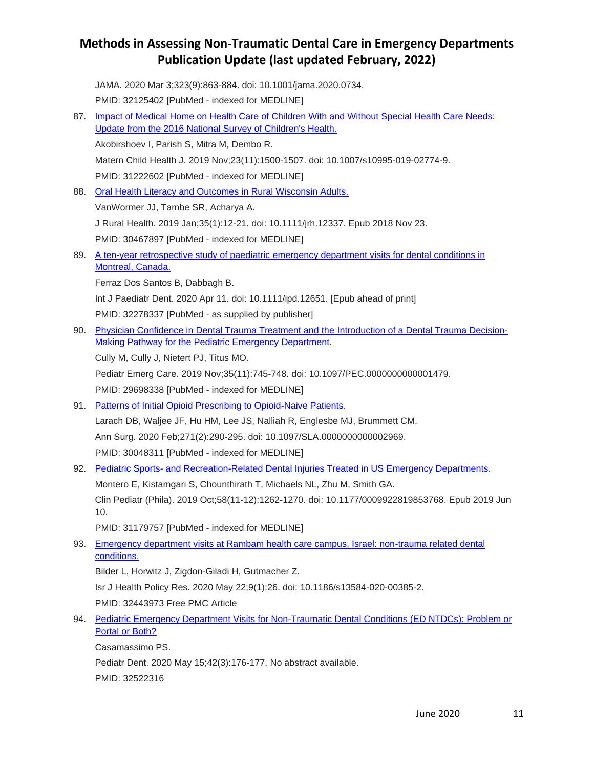JAMA. 2020 Mar 3;323(9):863-884. doi: 10.1001/jama.2020.0734.

PMID: 32125402 [PubMed - indexed for MEDLINE]

87. Impact of Medical Home on Health Care of Children With and Without Special Health Care Needs: Update from the 2016 National Survey of Children's Health.

    Akobirshoev I, Parish S, Mitra M, Dembo R.

    Matern Child Health J. 2019 Nov;23(11):1500-1507. doi: 10.1007/s10995-019-02774-9.

    PMID: 31222602 [PubMed - indexed for MEDLINE]

88. Oral Health Literacy and Outcomes in Rural Wisconsin Adults.

    VanWormer JJ, Tambe SR, Acharya A.

    J Rural Health. 2019 Jan;35(1):12-21. doi: 10.1111/jrh.12337. Epub 2018 Nov 23.

    PMID: 30467897 [PubMed - indexed for MEDLINE]

89. A ten-year retrospective study of paediatric emergency department visits for dental conditions in Montreal, Canada.

    Ferraz Dos Santos B, Dabbagh B.

    Int J Paediatr Dent. 2020 Apr 11. doi: 10.1111/ipd.12651. [Epub ahead of print]

    PMID: 32278337 [PubMed - as supplied by publisher]

90. Physician Confidence in Dental Trauma Treatment and the Introduction of a Dental Trauma Decision-Making Pathway for the Pediatric Emergency Department.

    Cully M, Cully J, Nietert PJ, Titus MO.

    Pediatr Emerg Care. 2019 Nov;35(11):745-748. doi: 10.1097/PEC.0000000000001479.

    PMID: 29698338 [PubMed - indexed for MEDLINE]

91. Patterns of Initial Opioid Prescribing to Opioid-Naive Patients.

    Larach DB, Waljee JF, Hu HM, Lee JS, Nalliah R, Englesbe MJ, Brummett CM.

    Ann Surg. 2020 Feb;271(2):290-295. doi: 10.1097/SLA.0000000000002969.

    PMID: 30048311 [PubMed - indexed for MEDLINE]

92. Pediatric Sports- and Recreation-Related Dental Injuries Treated in US Emergency Departments.

    Montero E, Kistamgari S, Chounthirath T, Michaels NL, Zhu M, Smith GA.

    Clin Pediatr (Phila). 2019 Oct;58(11-12):1262-1270. doi: 10.1177/0009922819853768. Epub 2019 Jun 10.

    PMID: 31179757 [PubMed - indexed for MEDLINE]

93. Emergency department visits at Rambam health care campus, Israel: non-trauma related dental conditions.

    Bilder L, Horwitz J, Zigdon-Giladi H, Gutmacher Z.

    Isr J Health Policy Res. 2020 May 22;9(1):26. doi: 10.1186/s13584-020-00385-2.

    PMID: 32443973 Free PMC Article

94. Pediatric Emergency Department Visits for Non-Traumatic Dental Conditions (ED NTDCs): Problem or Portal or Both?

    Casamassimo PS.

    Pediatr Dent. 2020 May 15;42(3):176-177. No abstract available.

    PMID: 32522316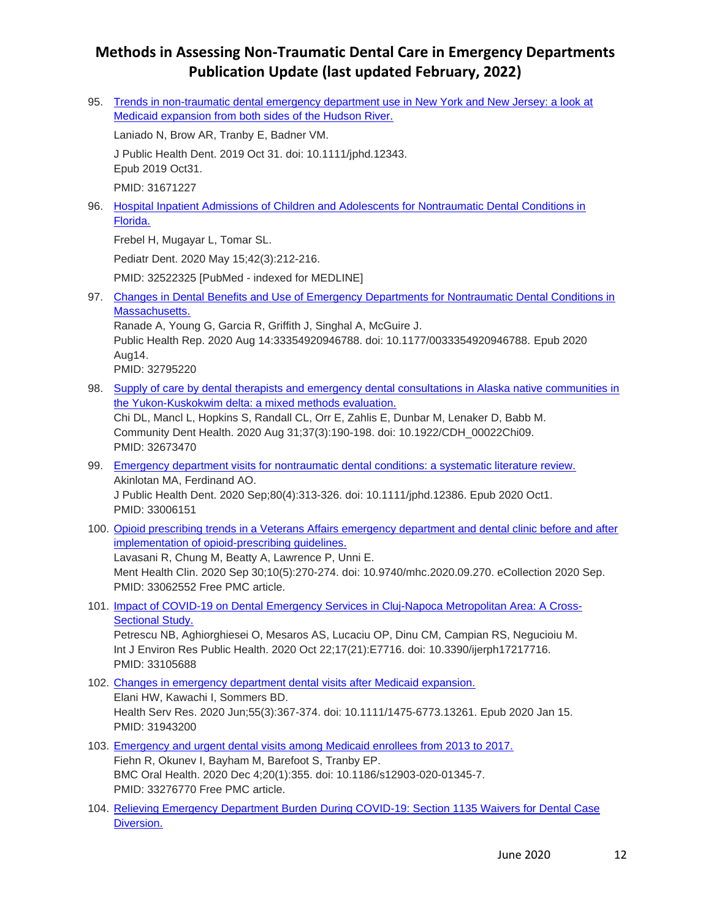95. [Trends in non-traumatic dental emergency department use in New York and New Jersey: a look at Medicaid expansion from both sides of the Hudson River.]()

    Laniado N, Brow AR, Tranby E, Badner VM.

    J Public Health Dent. 2019 Oct 31. doi: 10.1111/jphd.12343. Epub 2019 Oct31.

    PMID: 31671227

96. [Hospital Inpatient Admissions of Children and Adolescents for Nontraumatic Dental Conditions in Florida.]()

    Frebel H, Mugayar L, Tomar SL.

    Pediatr Dent. 2020 May 15;42(3):212-216.

    PMID: 32522325 [PubMed - indexed for MEDLINE]

97. [Changes in Dental Benefits and Use of Emergency Departments for Nontraumatic Dental Conditions in Massachusetts.]()
    Ranade A, Young G, Garcia R, Griffith J, Singhal A, McGuire J.
    Public Health Rep. 2020 Aug 14:33354920946788. doi: 10.1177/0033354920946788. Epub 2020 Aug14.
    PMID: 32795220

98. [Supply of care by dental therapists and emergency dental consultations in Alaska native communities in the Yukon-Kuskokwim delta: a mixed methods evaluation.]()
    Chi DL, Mancl L, Hopkins S, Randall CL, Orr E, Zahlis E, Dunbar M, Lenaker D, Babb M.
    Community Dent Health. 2020 Aug 31;37(3):190-198. doi: 10.1922/CDH_00022Chi09.
    PMID: 32673470

99. [Emergency department visits for nontraumatic dental conditions: a systematic literature review.]()
    Akinlotan MA, Ferdinand AO.
    J Public Health Dent. 2020 Sep;80(4):313-326. doi: 10.1111/jphd.12386. Epub 2020 Oct1.
    PMID: 33006151

100. [Opioid prescribing trends in a Veterans Affairs emergency department and dental clinic before and after implementation of opioid-prescribing guidelines.]()
    Lavasani R, Chung M, Beatty A, Lawrence P, Unni E.
    Ment Health Clin. 2020 Sep 30;10(5):270-274. doi: 10.9740/mhc.2020.09.270. eCollection 2020 Sep.
    PMID: 33062552 Free PMC article.

101. [Impact of COVID-19 on Dental Emergency Services in Cluj-Napoca Metropolitan Area: A Cross-Sectional Study.]()
    Petrescu NB, Aghiorghiesei O, Mesaros AS, Lucaciu OP, Dinu CM, Campian RS, Negucioiu M.
    Int J Environ Res Public Health. 2020 Oct 22;17(21):E7716. doi: 10.3390/ijerph17217716.
    PMID: 33105688

102. [Changes in emergency department dental visits after Medicaid expansion.]()
    Elani HW, Kawachi I, Sommers BD.
    Health Serv Res. 2020 Jun;55(3):367-374. doi: 10.1111/1475-6773.13261. Epub 2020 Jan 15.
    PMID: 31943200

103. [Emergency and urgent dental visits among Medicaid enrollees from 2013 to 2017.]()
    Fiehn R, Okunev I, Bayham M, Barefoot S, Tranby EP.
    BMC Oral Health. 2020 Dec 4;20(1):355. doi: 10.1186/s12903-020-01345-7.
    PMID: 33276770 Free PMC article.

104. [Relieving Emergency Department Burden During COVID-19: Section 1135 Waivers for Dental Case Diversion.]()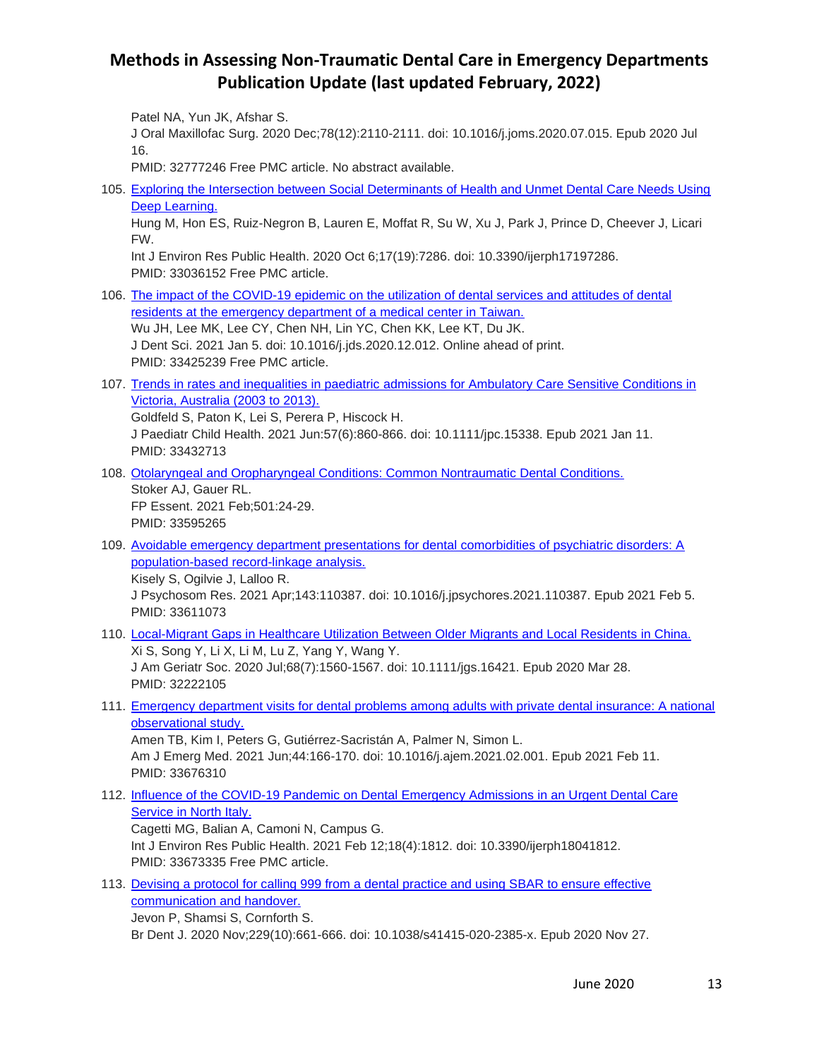Patel NA, Yun JK, Afshar S.
J Oral Maxillofac Surg. 2020 Dec;78(12):2110-2111. doi: 10.1016/j.joms.2020.07.015. Epub 2020 Jul 16.
PMID: 32777246 Free PMC article. No abstract available.

105. Exploring the Intersection between Social Determinants of Health and Unmet Dental Care Needs Using Deep Learning.
Hung M, Hon ES, Ruiz-Negron B, Lauren E, Moffat R, Su W, Xu J, Park J, Prince D, Cheever J, Licari FW.
Int J Environ Res Public Health. 2020 Oct 6;17(19):7286. doi: 10.3390/ijerph17197286.
PMID: 33036152 Free PMC article.

106. The impact of the COVID-19 epidemic on the utilization of dental services and attitudes of dental residents at the emergency department of a medical center in Taiwan.
Wu JH, Lee MK, Lee CY, Chen NH, Lin YC, Chen KK, Lee KT, Du JK.
J Dent Sci. 2021 Jan 5. doi: 10.1016/j.jds.2020.12.012. Online ahead of print.
PMID: 33425239 Free PMC article.

107. Trends in rates and inequalities in paediatric admissions for Ambulatory Care Sensitive Conditions in Victoria, Australia (2003 to 2013).
Goldfeld S, Paton K, Lei S, Perera P, Hiscock H.
J Paediatr Child Health. 2021 Jun;57(6):860-866. doi: 10.1111/jpc.15338. Epub 2021 Jan 11.
PMID: 33432713

108. Otolaryngeal and Oropharyngeal Conditions: Common Nontraumatic Dental Conditions.
Stoker AJ, Gauer RL.
FP Essent. 2021 Feb;501:24-29.
PMID: 33595265

109. Avoidable emergency department presentations for dental comorbidities of psychiatric disorders: A population-based record-linkage analysis.
Kisely S, Ogilvie J, Lalloo R.
J Psychosom Res. 2021 Apr;143:110387. doi: 10.1016/j.jpsychores.2021.110387. Epub 2021 Feb 5.
PMID: 33611073

110. Local-Migrant Gaps in Healthcare Utilization Between Older Migrants and Local Residents in China.
Xi S, Song Y, Li X, Li M, Lu Z, Yang Y, Wang Y.
J Am Geriatr Soc. 2020 Jul;68(7):1560-1567. doi: 10.1111/jgs.16421. Epub 2020 Mar 28.
PMID: 32222105

111. Emergency department visits for dental problems among adults with private dental insurance: A national observational study.
Amen TB, Kim I, Peters G, Gutiérrez-Sacristán A, Palmer N, Simon L.
Am J Emerg Med. 2021 Jun;44:166-170. doi: 10.1016/j.ajem.2021.02.001. Epub 2021 Feb 11.
PMID: 33676310

112. Influence of the COVID-19 Pandemic on Dental Emergency Admissions in an Urgent Dental Care Service in North Italy.
Cagetti MG, Balian A, Camoni N, Campus G.
Int J Environ Res Public Health. 2021 Feb 12;18(4):1812. doi: 10.3390/ijerph18041812.
PMID: 33673335 Free PMC article.

113. Devising a protocol for calling 999 from a dental practice and using SBAR to ensure effective communication and handover.
Jevon P, Shamsi S, Cornforth S.
Br Dent J. 2020 Nov;229(10):661-666. doi: 10.1038/s41415-020-2385-x. Epub 2020 Nov 27.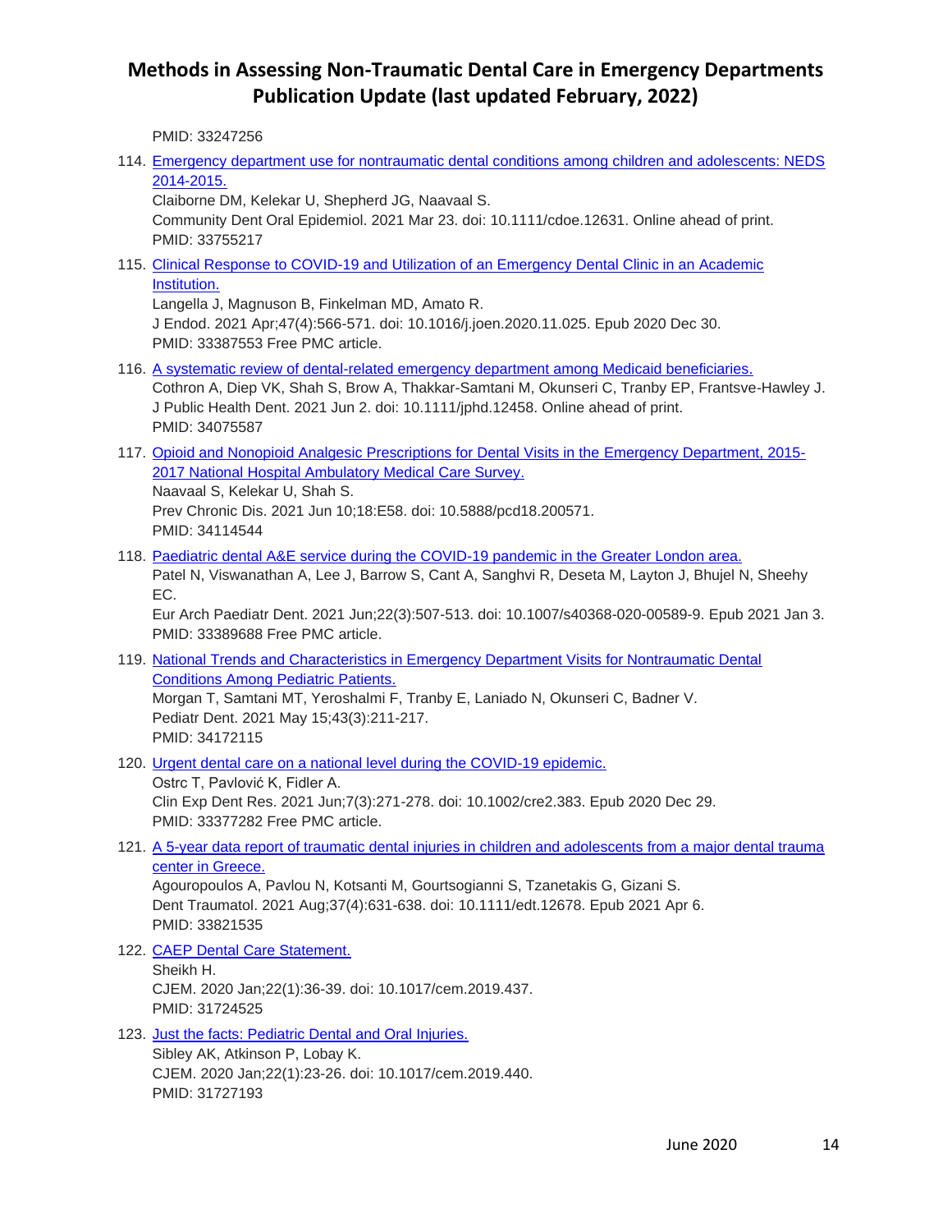PMID: 33247256

114. Emergency department use for nontraumatic dental conditions among children and adolescents: NEDS 2014-2015.
    Claiborne DM, Kelekar U, Shepherd JG, Naavaal S.
    Community Dent Oral Epidemiol. 2021 Mar 23. doi: 10.1111/cdoe.12631. Online ahead of print.
    PMID: 33755217

115. Clinical Response to COVID-19 and Utilization of an Emergency Dental Clinic in an Academic Institution.
    Langella J, Magnuson B, Finkelman MD, Amato R.
    J Endod. 2021 Apr;47(4):566-571. doi: 10.1016/j.joen.2020.11.025. Epub 2020 Dec 30.
    PMID: 33387553 Free PMC article.

116. A systematic review of dental-related emergency department among Medicaid beneficiaries.
    Cothron A, Diep VK, Shah S, Brow A, Thakkar-Samtani M, Okunseri C, Tranby EP, Frantsve-Hawley J.
    J Public Health Dent. 2021 Jun 2. doi: 10.1111/jphd.12458. Online ahead of print.
    PMID: 34075587

117. Opioid and Nonopioid Analgesic Prescriptions for Dental Visits in the Emergency Department, 2015-2017 National Hospital Ambulatory Medical Care Survey.
    Naavaal S, Kelekar U, Shah S.
    Prev Chronic Dis. 2021 Jun 10;18:E58. doi: 10.5888/pcd18.200571.
    PMID: 34114544

118. Paediatric dental A&E service during the COVID-19 pandemic in the Greater London area.
    Patel N, Viswanathan A, Lee J, Barrow S, Cant A, Sanghvi R, Deseta M, Layton J, Bhujel N, Sheehy EC.
    Eur Arch Paediatr Dent. 2021 Jun;22(3):507-513. doi: 10.1007/s40368-020-00589-9. Epub 2021 Jan 3.
    PMID: 33389688 Free PMC article.

119. National Trends and Characteristics in Emergency Department Visits for Nontraumatic Dental Conditions Among Pediatric Patients.
    Morgan T, Samtani MT, Yeroshalmi F, Tranby E, Laniado N, Okunseri C, Badner V.
    Pediatr Dent. 2021 May 15;43(3):211-217.
    PMID: 34172115

120. Urgent dental care on a national level during the COVID-19 epidemic.
    Ostrc T, Pavlović K, Fidler A.
    Clin Exp Dent Res. 2021 Jun;7(3):271-278. doi: 10.1002/cre2.383. Epub 2020 Dec 29.
    PMID: 33377282 Free PMC article.

121. A 5-year data report of traumatic dental injuries in children and adolescents from a major dental trauma center in Greece.
    Agouropoulos A, Pavlou N, Kotsanti M, Gourtsogianni S, Tzanetakis G, Gizani S.
    Dent Traumatol. 2021 Aug;37(4):631-638. doi: 10.1111/edt.12678. Epub 2021 Apr 6.
    PMID: 33821535

122. CAEP Dental Care Statement.
    Sheikh H.
    CJEM. 2020 Jan;22(1):36-39. doi: 10.1017/cem.2019.437.
    PMID: 31724525

123. Just the facts: Pediatric Dental and Oral Injuries.
    Sibley AK, Atkinson P, Lobay K.
    CJEM. 2020 Jan;22(1):23-26. doi: 10.1017/cem.2019.440.
    PMID: 31727193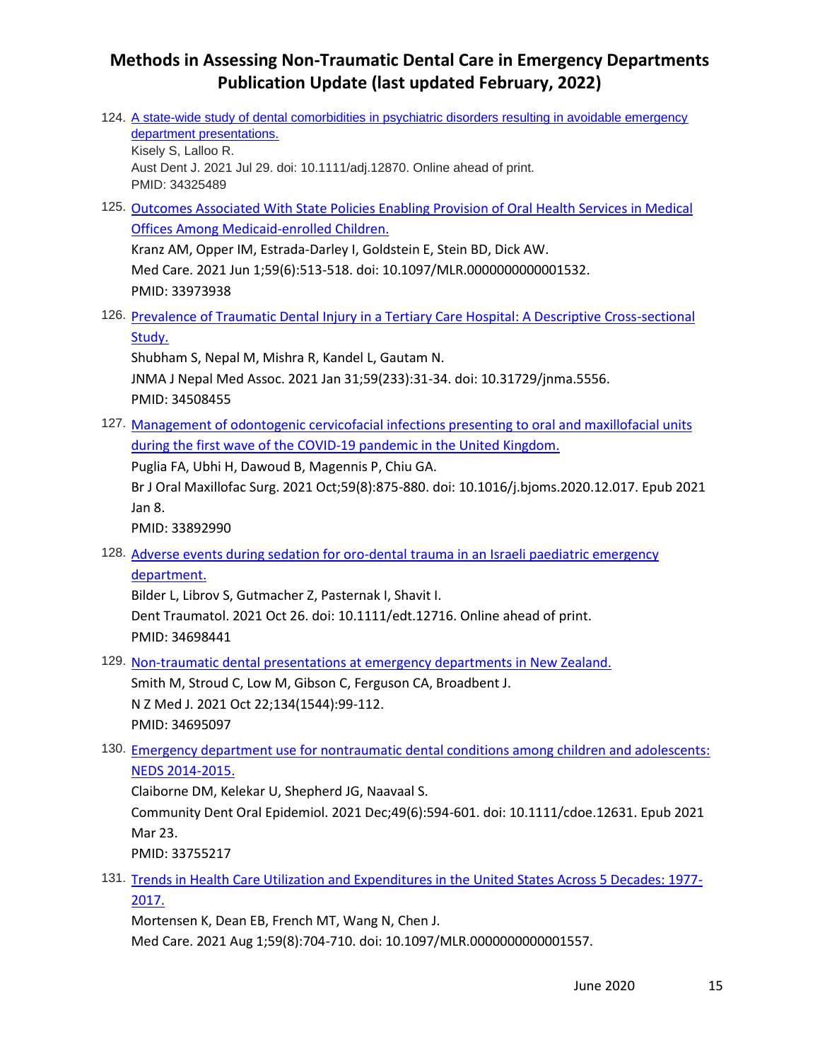124. A state-wide study of dental comorbidities in psychiatric disorders resulting in avoidable emergency department presentations.
Kisely S, Lalloo R.
Aust Dent J. 2021 Jul 29. doi: 10.1111/adj.12870. Online ahead of print.
PMID: 34325489

125. Outcomes Associated With State Policies Enabling Provision of Oral Health Services in Medical Offices Among Medicaid-enrolled Children.
Kranz AM, Opper IM, Estrada-Darley I, Goldstein E, Stein BD, Dick AW.
Med Care. 2021 Jun 1;59(6):513-518. doi: 10.1097/MLR.0000000000001532.
PMID: 33973938

126. Prevalence of Traumatic Dental Injury in a Tertiary Care Hospital: A Descriptive Cross-sectional Study.
Shubham S, Nepal M, Mishra R, Kandel L, Gautam N.
JNMA J Nepal Med Assoc. 2021 Jan 31;59(233):31-34. doi: 10.31729/jnma.5556.
PMID: 34508455

127. Management of odontogenic cervicofacial infections presenting to oral and maxillofacial units during the first wave of the COVID-19 pandemic in the United Kingdom.
Puglia FA, Ubhi H, Dawoud B, Magennis P, Chiu GA.
Br J Oral Maxillofac Surg. 2021 Oct;59(8):875-880. doi: 10.1016/j.bjoms.2020.12.017. Epub 2021 Jan 8.
PMID: 33892990

128. Adverse events during sedation for oro-dental trauma in an Israeli paediatric emergency department.
Bilder L, Librov S, Gutmacher Z, Pasternak I, Shavit I.
Dent Traumatol. 2021 Oct 26. doi: 10.1111/edt.12716. Online ahead of print.
PMID: 34698441

129. Non-traumatic dental presentations at emergency departments in New Zealand.
Smith M, Stroud C, Low M, Gibson C, Ferguson CA, Broadbent J.
N Z Med J. 2021 Oct 22;134(1544):99-112.
PMID: 34695097

130. Emergency department use for nontraumatic dental conditions among children and adolescents: NEDS 2014-2015.
Claiborne DM, Kelekar U, Shepherd JG, Naavaal S.
Community Dent Oral Epidemiol. 2021 Dec;49(6):594-601. doi: 10.1111/cdoe.12631. Epub 2021 Mar 23.
PMID: 33755217

131. Trends in Health Care Utilization and Expenditures in the United States Across 5 Decades: 1977-2017.
Mortensen K, Dean EB, French MT, Wang N, Chen J.
Med Care. 2021 Aug 1;59(8):704-710. doi: 10.1097/MLR.0000000000001557.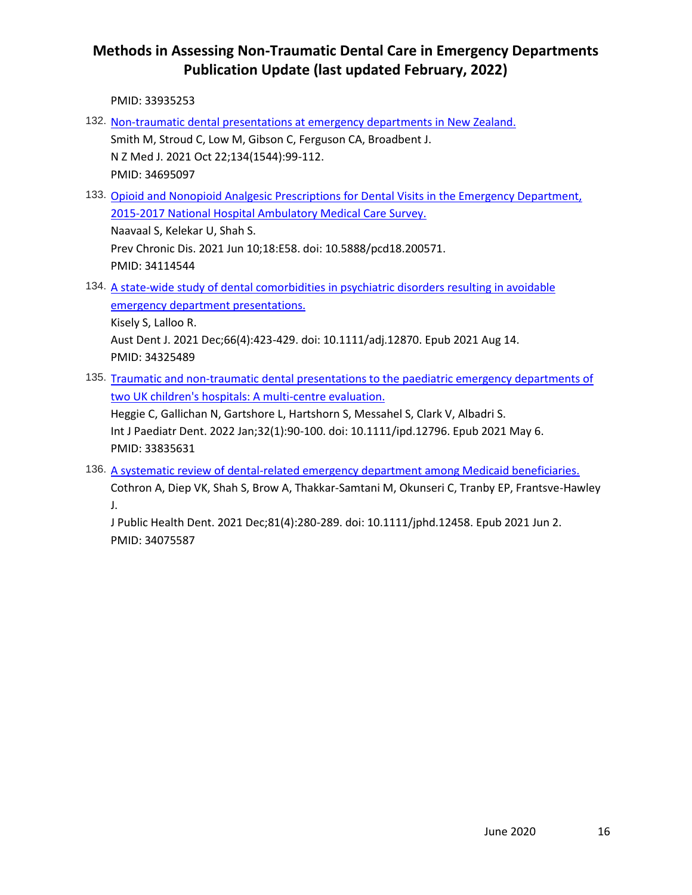PMID: 33935253

132. [Non-traumatic dental presentations at emergency departments in New Zealand.]
Smith M, Stroud C, Low M, Gibson C, Ferguson CA, Broadbent J.
N Z Med J. 2021 Oct 22;134(1544):99-112.
PMID: 34695097

133. [Opioid and Nonopioid Analgesic Prescriptions for Dental Visits in the Emergency Department, 2015-2017 National Hospital Ambulatory Medical Care Survey.]
Naavaal S, Kelekar U, Shah S.
Prev Chronic Dis. 2021 Jun 10;18:E58. doi: 10.5888/pcd18.200571.
PMID: 34114544

134. [A state-wide study of dental comorbidities in psychiatric disorders resulting in avoidable emergency department presentations.]
Kisely S, Lalloo R.
Aust Dent J. 2021 Dec;66(4):423-429. doi: 10.1111/adj.12870. Epub 2021 Aug 14.
PMID: 34325489

135. [Traumatic and non-traumatic dental presentations to the paediatric emergency departments of two UK children's hospitals: A multi-centre evaluation.]
Heggie C, Gallichan N, Gartshore L, Hartshorn S, Messahel S, Clark V, Albadri S.
Int J Paediatr Dent. 2022 Jan;32(1):90-100. doi: 10.1111/ipd.12796. Epub 2021 May 6.
PMID: 33835631

136. [A systematic review of dental-related emergency department among Medicaid beneficiaries.]
Cothron A, Diep VK, Shah S, Brow A, Thakkar-Samtani M, Okunseri C, Tranby EP, Frantsve-Hawley J.
J Public Health Dent. 2021 Dec;81(4):280-289. doi: 10.1111/jphd.12458. Epub 2021 Jun 2.
PMID: 34075587